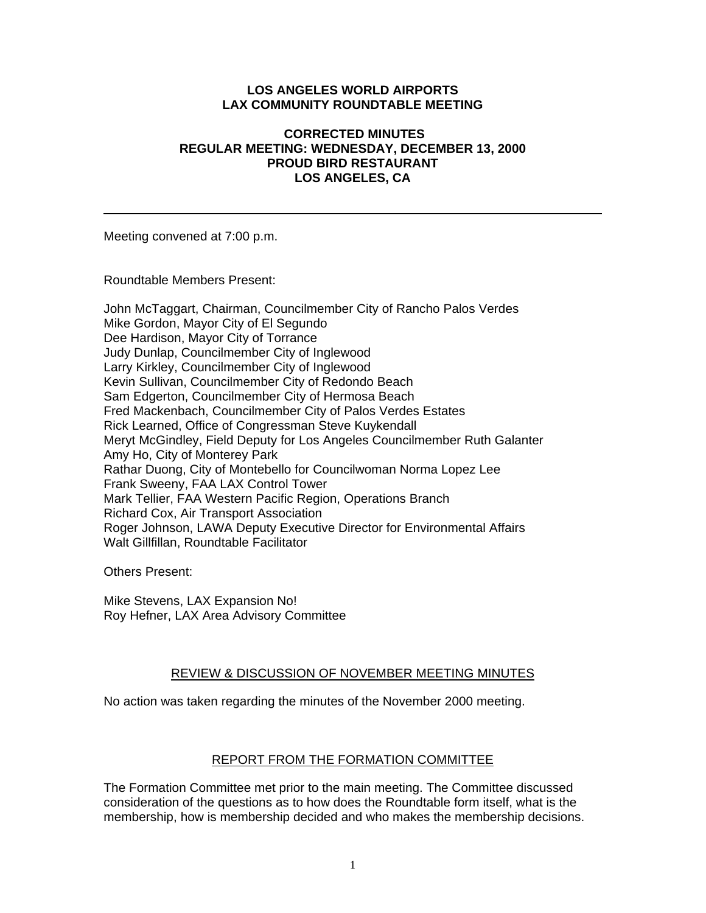**LOS ANGELES WORLD AIRPORTS**
**LAX COMMUNITY ROUNDTABLE MEETING**

**CORRECTED MINUTES**
**REGULAR MEETING: WEDNESDAY, DECEMBER 13, 2000**
**PROUD BIRD RESTAURANT**
**LOS ANGELES, CA**

---

Meeting convened at 7:00 p.m.

Roundtable Members Present:

John McTaggart, Chairman, Councilmember City of Rancho Palos Verdes
Mike Gordon, Mayor City of El Segundo
Dee Hardison, Mayor City of Torrance
Judy Dunlap, Councilmember City of Inglewood
Larry Kirkley, Councilmember City of Inglewood
Kevin Sullivan, Councilmember City of Redondo Beach
Sam Edgerton, Councilmember City of Hermosa Beach
Fred Mackenbach, Councilmember City of Palos Verdes Estates
Rick Learned, Office of Congressman Steve Kuykendall
Meryt McGindley, Field Deputy for Los Angeles Councilmember Ruth Galanter
Amy Ho, City of Monterey Park
Rathar Duong, City of Montebello for Councilwoman Norma Lopez Lee
Frank Sweeny, FAA LAX Control Tower
Mark Tellier, FAA Western Pacific Region, Operations Branch
Richard Cox, Air Transport Association
Roger Johnson, LAWA Deputy Executive Director for Environmental Affairs
Walt Gillfillan, Roundtable Facilitator

Others Present:

Mike Stevens, LAX Expansion No!
Roy Hefner, LAX Area Advisory Committee

## REVIEW & DISCUSSION OF NOVEMBER MEETING MINUTES

No action was taken regarding the minutes of the November 2000 meeting.

## REPORT FROM THE FORMATION COMMITTEE

The Formation Committee met prior to the main meeting. The Committee discussed consideration of the questions as to how does the Roundtable form itself, what is the membership, how is membership decided and who makes the membership decisions.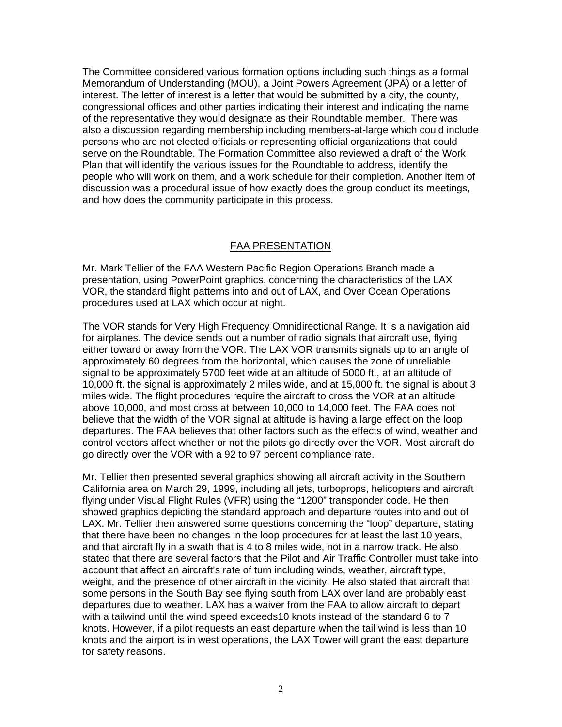The Committee considered various formation options including such things as a formal Memorandum of Understanding (MOU), a Joint Powers Agreement (JPA) or a letter of interest. The letter of interest is a letter that would be submitted by a city, the county, congressional offices and other parties indicating their interest and indicating the name of the representative they would designate as their Roundtable member. There was also a discussion regarding membership including members-at-large which could include persons who are not elected officials or representing official organizations that could serve on the Roundtable. The Formation Committee also reviewed a draft of the Work Plan that will identify the various issues for the Roundtable to address, identify the people who will work on them, and a work schedule for their completion. Another item of discussion was a procedural issue of how exactly does the group conduct its meetings, and how does the community participate in this process.

## FAA PRESENTATION

Mr. Mark Tellier of the FAA Western Pacific Region Operations Branch made a presentation, using PowerPoint graphics, concerning the characteristics of the LAX VOR, the standard flight patterns into and out of LAX, and Over Ocean Operations procedures used at LAX which occur at night.

The VOR stands for Very High Frequency Omnidirectional Range. It is a navigation aid for airplanes. The device sends out a number of radio signals that aircraft use, flying either toward or away from the VOR. The LAX VOR transmits signals up to an angle of approximately 60 degrees from the horizontal, which causes the zone of unreliable signal to be approximately 5700 feet wide at an altitude of 5000 ft., at an altitude of 10,000 ft. the signal is approximately 2 miles wide, and at 15,000 ft. the signal is about 3 miles wide. The flight procedures require the aircraft to cross the VOR at an altitude above 10,000, and most cross at between 10,000 to 14,000 feet. The FAA does not believe that the width of the VOR signal at altitude is having a large effect on the loop departures. The FAA believes that other factors such as the effects of wind, weather and control vectors affect whether or not the pilots go directly over the VOR. Most aircraft do go directly over the VOR with a 92 to 97 percent compliance rate.

Mr. Tellier then presented several graphics showing all aircraft activity in the Southern California area on March 29, 1999, including all jets, turboprops, helicopters and aircraft flying under Visual Flight Rules (VFR) using the "1200" transponder code. He then showed graphics depicting the standard approach and departure routes into and out of LAX. Mr. Tellier then answered some questions concerning the "loop" departure, stating that there have been no changes in the loop procedures for at least the last 10 years, and that aircraft fly in a swath that is 4 to 8 miles wide, not in a narrow track. He also stated that there are several factors that the Pilot and Air Traffic Controller must take into account that affect an aircraft's rate of turn including winds, weather, aircraft type, weight, and the presence of other aircraft in the vicinity. He also stated that aircraft that some persons in the South Bay see flying south from LAX over land are probably east departures due to weather. LAX has a waiver from the FAA to allow aircraft to depart with a tailwind until the wind speed exceeds10 knots instead of the standard 6 to 7 knots. However, if a pilot requests an east departure when the tail wind is less than 10 knots and the airport is in west operations, the LAX Tower will grant the east departure for safety reasons.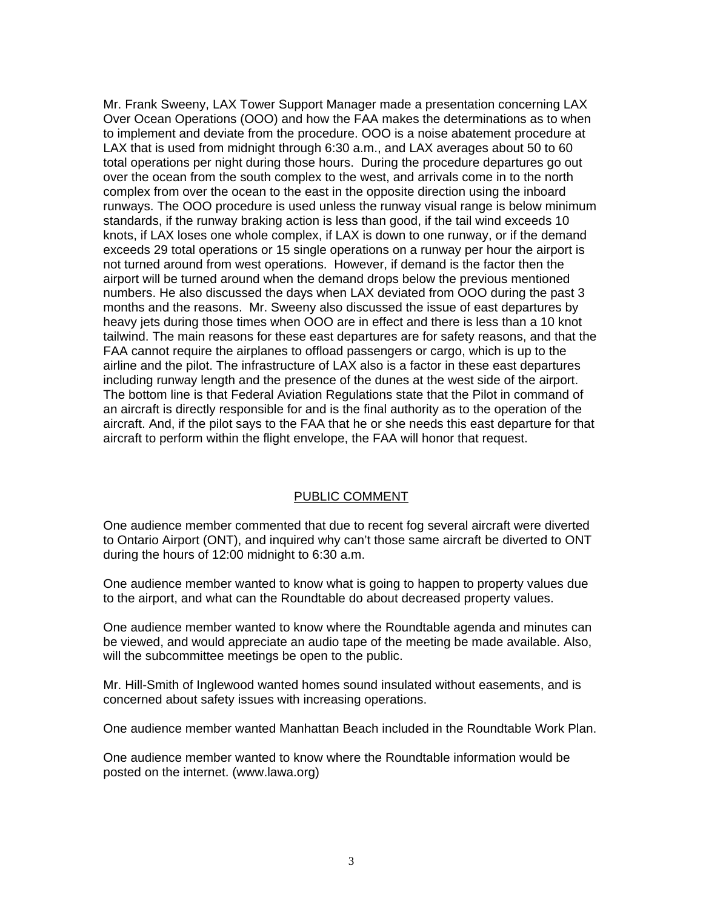Mr. Frank Sweeny, LAX Tower Support Manager made a presentation concerning LAX Over Ocean Operations (OOO) and how the FAA makes the determinations as to when to implement and deviate from the procedure. OOO is a noise abatement procedure at LAX that is used from midnight through 6:30 a.m., and LAX averages about 50 to 60 total operations per night during those hours. During the procedure departures go out over the ocean from the south complex to the west, and arrivals come in to the north complex from over the ocean to the east in the opposite direction using the inboard runways. The OOO procedure is used unless the runway visual range is below minimum standards, if the runway braking action is less than good, if the tail wind exceeds 10 knots, if LAX loses one whole complex, if LAX is down to one runway, or if the demand exceeds 29 total operations or 15 single operations on a runway per hour the airport is not turned around from west operations. However, if demand is the factor then the airport will be turned around when the demand drops below the previous mentioned numbers. He also discussed the days when LAX deviated from OOO during the past 3 months and the reasons. Mr. Sweeny also discussed the issue of east departures by heavy jets during those times when OOO are in effect and there is less than a 10 knot tailwind. The main reasons for these east departures are for safety reasons, and that the FAA cannot require the airplanes to offload passengers or cargo, which is up to the airline and the pilot. The infrastructure of LAX also is a factor in these east departures including runway length and the presence of the dunes at the west side of the airport. The bottom line is that Federal Aviation Regulations state that the Pilot in command of an aircraft is directly responsible for and is the final authority as to the operation of the aircraft. And, if the pilot says to the FAA that he or she needs this east departure for that aircraft to perform within the flight envelope, the FAA will honor that request.

## PUBLIC COMMENT

One audience member commented that due to recent fog several aircraft were diverted to Ontario Airport (ONT), and inquired why can't those same aircraft be diverted to ONT during the hours of 12:00 midnight to 6:30 a.m.

One audience member wanted to know what is going to happen to property values due to the airport, and what can the Roundtable do about decreased property values.

One audience member wanted to know where the Roundtable agenda and minutes can be viewed, and would appreciate an audio tape of the meeting be made available. Also, will the subcommittee meetings be open to the public.

Mr. Hill-Smith of Inglewood wanted homes sound insulated without easements, and is concerned about safety issues with increasing operations.

One audience member wanted Manhattan Beach included in the Roundtable Work Plan.

One audience member wanted to know where the Roundtable information would be posted on the internet. (www.lawa.org)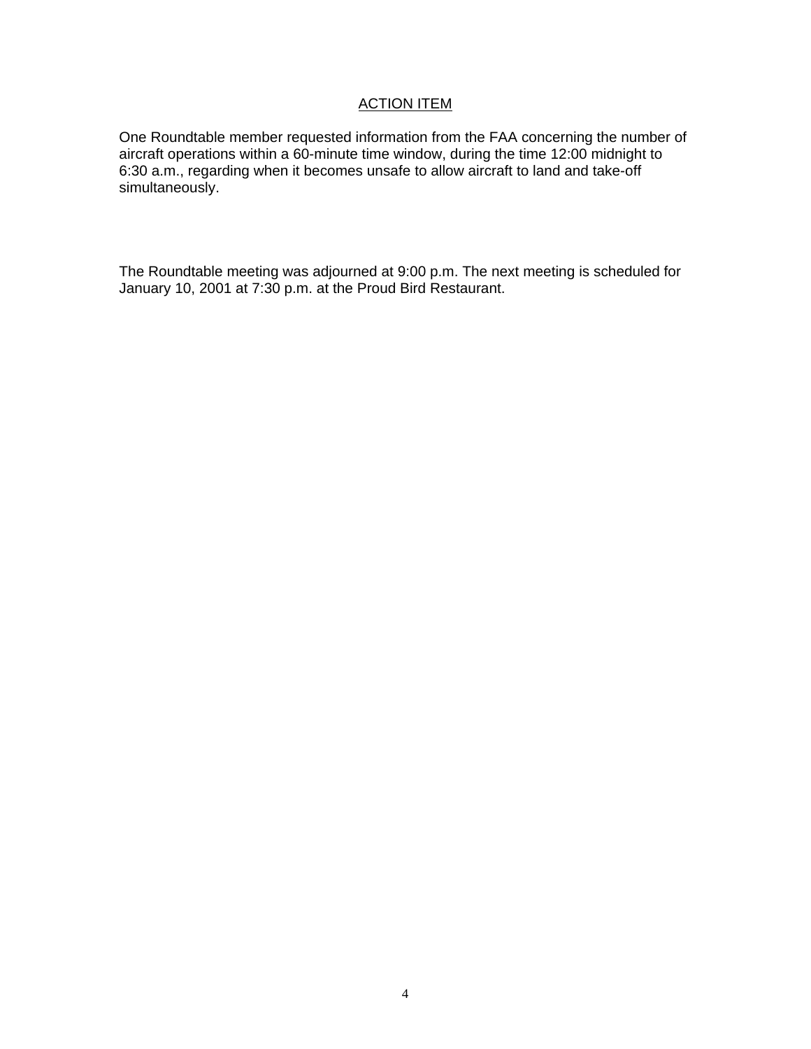## ACTION ITEM

One Roundtable member requested information from the FAA concerning the number of aircraft operations within a 60-minute time window, during the time 12:00 midnight to 6:30 a.m., regarding when it becomes unsafe to allow aircraft to land and take-off simultaneously.

The Roundtable meeting was adjourned at 9:00 p.m. The next meeting is scheduled for January 10, 2001 at 7:30 p.m. at the Proud Bird Restaurant.